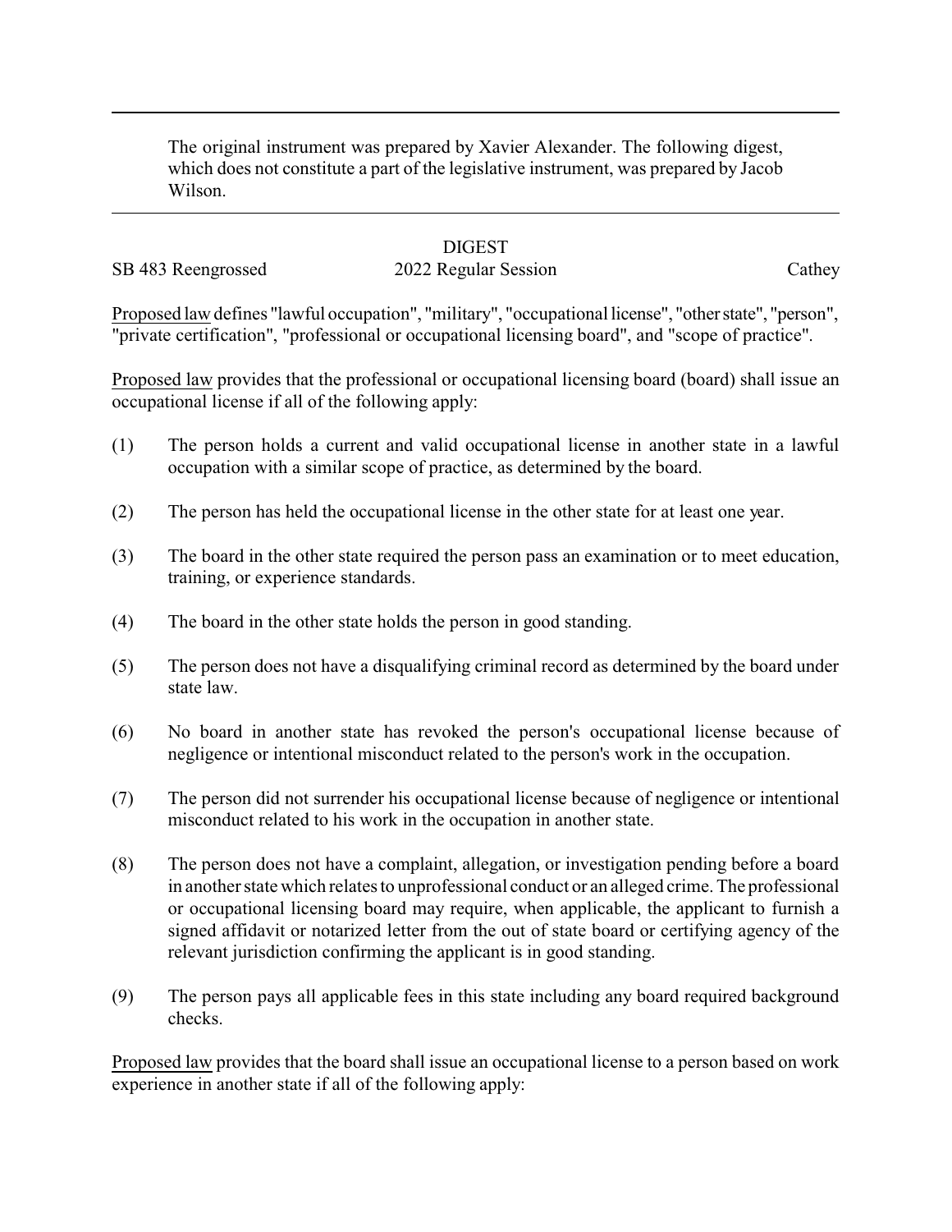The original instrument was prepared by Xavier Alexander. The following digest, which does not constitute a part of the legislative instrument, was prepared by Jacob Wilson.

DIGEST

SB 483 Reengrossed 2022 Regular Session Cathey

Proposed law defines "lawful occupation", "military", "occupational license", "other state", "person", "private certification", "professional or occupational licensing board", and "scope of practice".

Proposed law provides that the professional or occupational licensing board (board) shall issue an occupational license if all of the following apply:

(1) The person holds a current and valid occupational license in another state in a lawful occupation with a similar scope of practice, as determined by the board.

(2) The person has held the occupational license in the other state for at least one year.

(3) The board in the other state required the person pass an examination or to meet education, training, or experience standards.

(4) The board in the other state holds the person in good standing.

(5) The person does not have a disqualifying criminal record as determined by the board under state law.

(6) No board in another state has revoked the person's occupational license because of negligence or intentional misconduct related to the person's work in the occupation.

(7) The person did not surrender his occupational license because of negligence or intentional misconduct related to his work in the occupation in another state.

(8) The person does not have a complaint, allegation, or investigation pending before a board in another state which relates to unprofessional conduct or an alleged crime. The professional or occupational licensing board may require, when applicable, the applicant to furnish a signed affidavit or notarized letter from the out of state board or certifying agency of the relevant jurisdiction confirming the applicant is in good standing.

(9) The person pays all applicable fees in this state including any board required background checks.

Proposed law provides that the board shall issue an occupational license to a person based on work experience in another state if all of the following apply: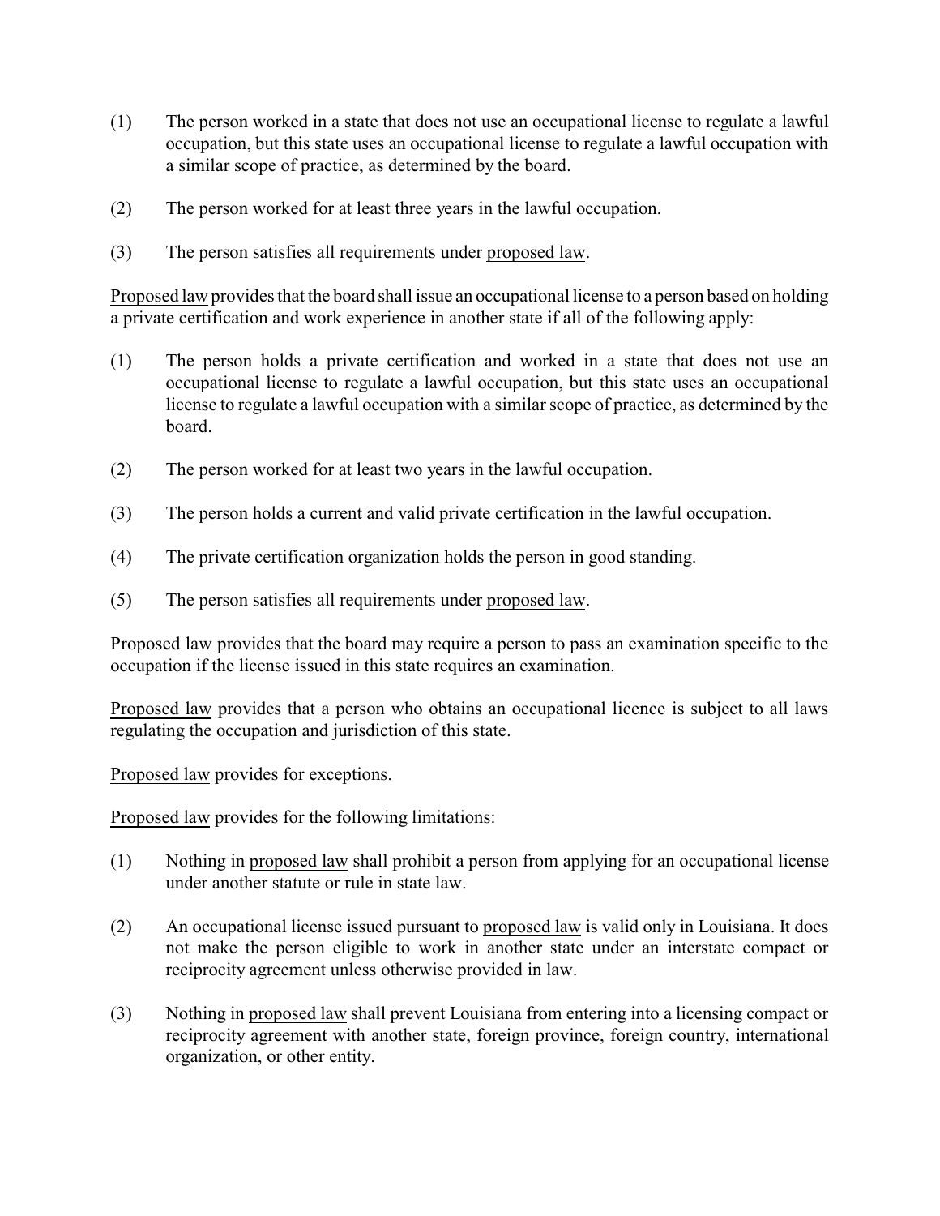(1) The person worked in a state that does not use an occupational license to regulate a lawful occupation, but this state uses an occupational license to regulate a lawful occupation with a similar scope of practice, as determined by the board.

(2) The person worked for at least three years in the lawful occupation.

(3) The person satisfies all requirements under proposed law.

Proposed law provides that the board shall issue an occupational license to a person based on holding a private certification and work experience in another state if all of the following apply:

(1) The person holds a private certification and worked in a state that does not use an occupational license to regulate a lawful occupation, but this state uses an occupational license to regulate a lawful occupation with a similar scope of practice, as determined by the board.

(2) The person worked for at least two years in the lawful occupation.

(3) The person holds a current and valid private certification in the lawful occupation.

(4) The private certification organization holds the person in good standing.

(5) The person satisfies all requirements under proposed law.

Proposed law provides that the board may require a person to pass an examination specific to the occupation if the license issued in this state requires an examination.

Proposed law provides that a person who obtains an occupational licence is subject to all laws regulating the occupation and jurisdiction of this state.

Proposed law provides for exceptions.

Proposed law provides for the following limitations:

(1) Nothing in proposed law shall prohibit a person from applying for an occupational license under another statute or rule in state law.

(2) An occupational license issued pursuant to proposed law is valid only in Louisiana. It does not make the person eligible to work in another state under an interstate compact or reciprocity agreement unless otherwise provided in law.

(3) Nothing in proposed law shall prevent Louisiana from entering into a licensing compact or reciprocity agreement with another state, foreign province, foreign country, international organization, or other entity.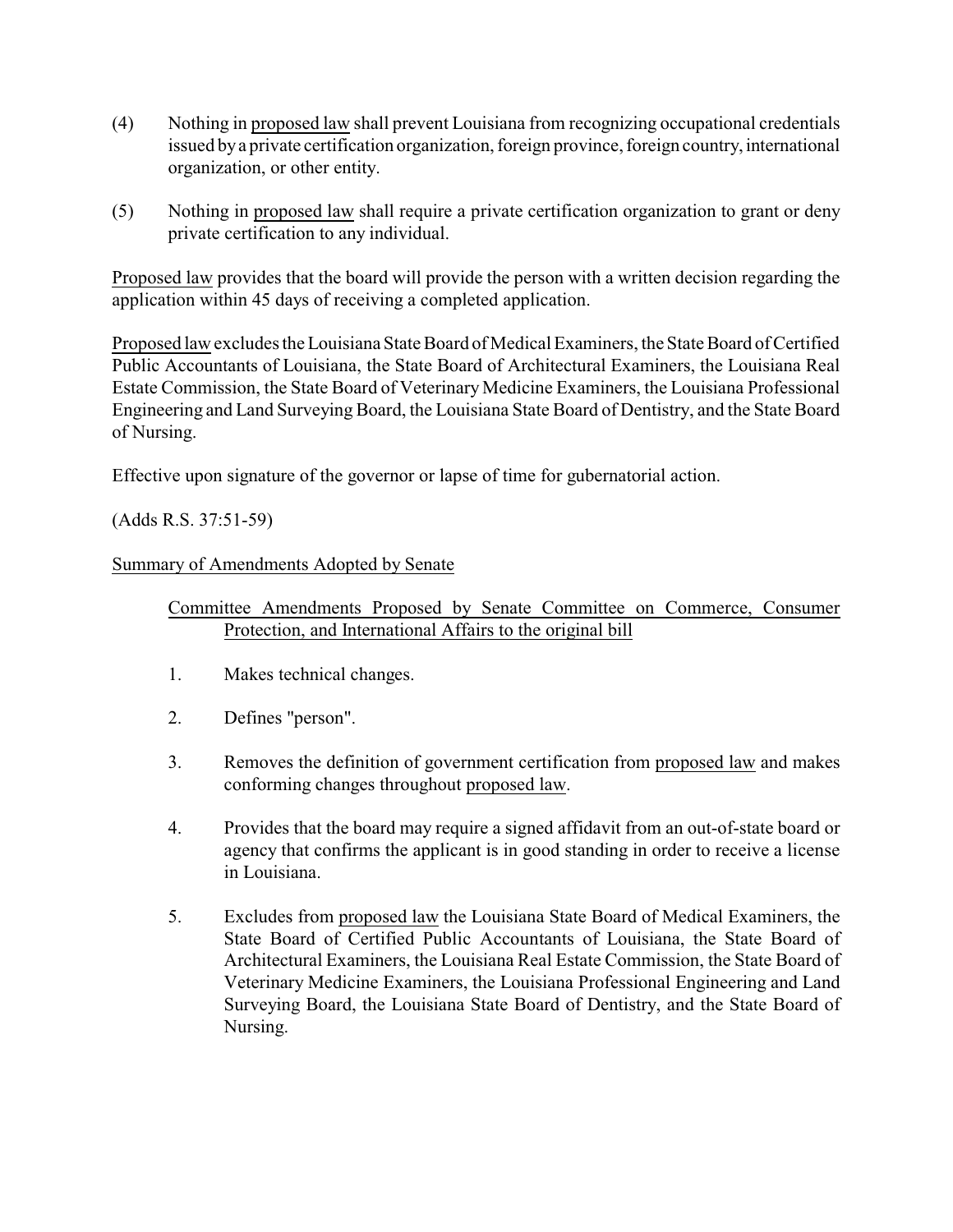(4) Nothing in proposed law shall prevent Louisiana from recognizing occupational credentials issued by a private certification organization, foreign province, foreign country, international organization, or other entity.

(5) Nothing in proposed law shall require a private certification organization to grant or deny private certification to any individual.

Proposed law provides that the board will provide the person with a written decision regarding the application within 45 days of receiving a completed application.

Proposed law excludes the Louisiana State Board of Medical Examiners, the State Board of Certified Public Accountants of Louisiana, the State Board of Architectural Examiners, the Louisiana Real Estate Commission, the State Board of Veterinary Medicine Examiners, the Louisiana Professional Engineering and Land Surveying Board, the Louisiana State Board of Dentistry, and the State Board of Nursing.

Effective upon signature of the governor or lapse of time for gubernatorial action.

(Adds R.S. 37:51-59)

Summary of Amendments Adopted by Senate

Committee Amendments Proposed by Senate Committee on Commerce, Consumer Protection, and International Affairs to the original bill

1. Makes technical changes.

2. Defines "person".

3. Removes the definition of government certification from proposed law and makes conforming changes throughout proposed law.

4. Provides that the board may require a signed affidavit from an out-of-state board or agency that confirms the applicant is in good standing in order to receive a license in Louisiana.

5. Excludes from proposed law the Louisiana State Board of Medical Examiners, the State Board of Certified Public Accountants of Louisiana, the State Board of Architectural Examiners, the Louisiana Real Estate Commission, the State Board of Veterinary Medicine Examiners, the Louisiana Professional Engineering and Land Surveying Board, the Louisiana State Board of Dentistry, and the State Board of Nursing.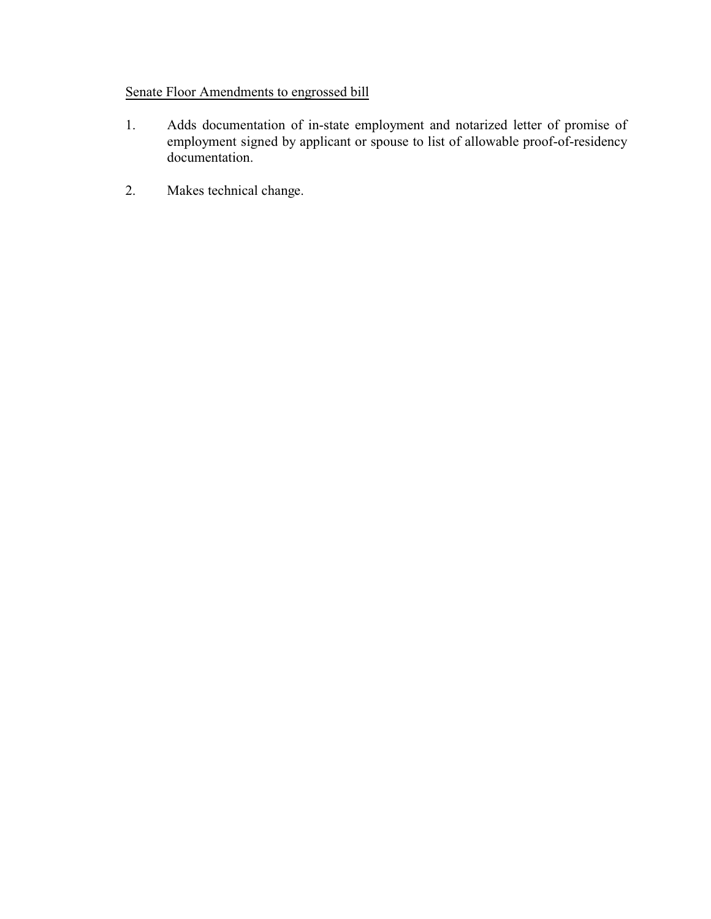Senate Floor Amendments to engrossed bill

1. Adds documentation of in-state employment and notarized letter of promise of employment signed by applicant or spouse to list of allowable proof-of-residency documentation.

2. Makes technical change.